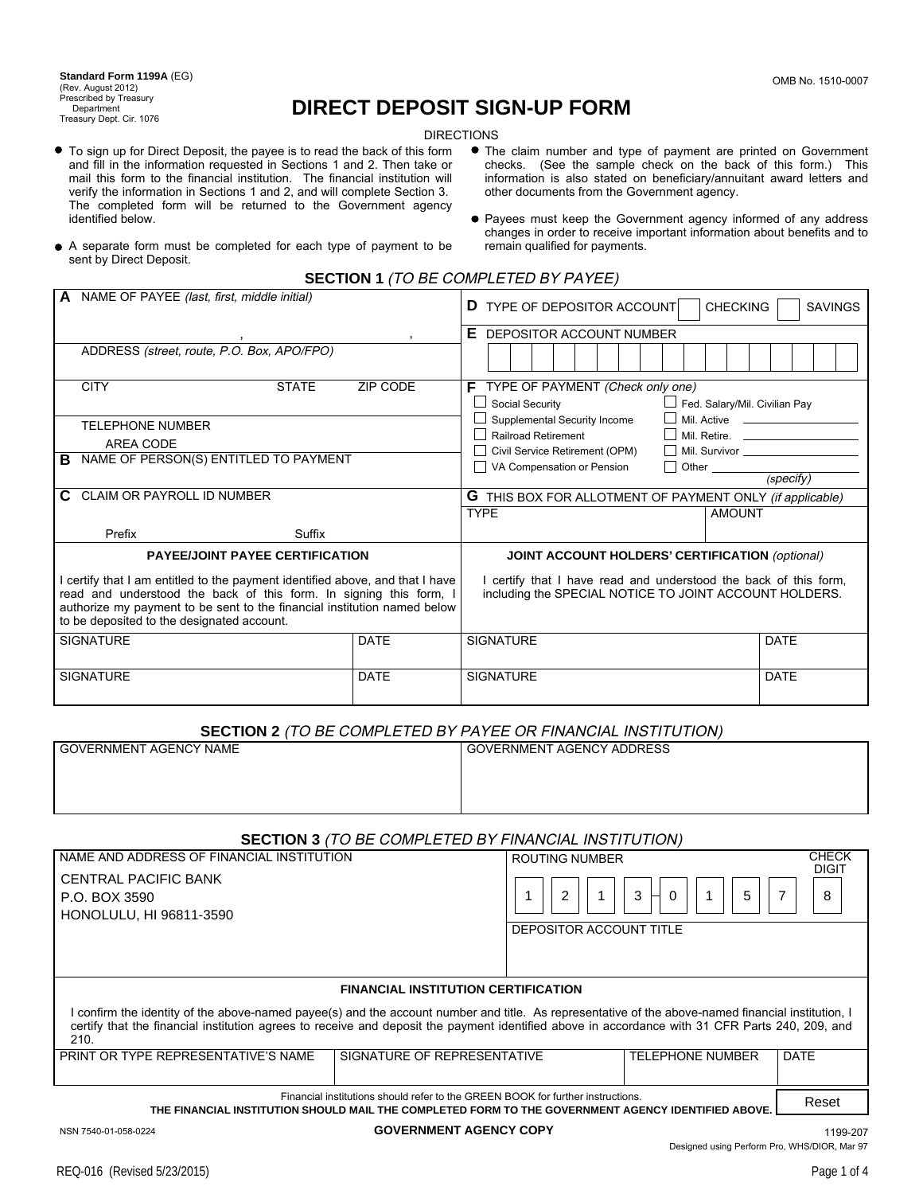**Standard Form 1199A** (EG)
(Rev. August 2012)
Prescribed by Treasury Department
Treasury Dept. Cir. 1076

OMB No. 1510-0007

# DIRECT DEPOSIT SIGN-UP FORM

DIRECTIONS

- To sign up for Direct Deposit, the payee is to read the back of this form and fill in the information requested in Sections 1 and 2. Then take or mail this form to the financial institution. The financial institution will verify the information in Sections 1 and 2, and will complete Section 3. The completed form will be returned to the Government agency identified below.
- A separate form must be completed for each type of payment to be sent by Direct Deposit.
- The claim number and type of payment are printed on Government checks. (See the sample check on the back of this form.) This information is also stated on beneficiary/annuitant award letters and other documents from the Government agency.
- Payees must keep the Government agency informed of any address changes in order to receive important information about benefits and to remain qualified for payments.

## SECTION 1 *(TO BE COMPLETED BY PAYEE)*

**A** NAME OF PAYEE *(last, first, middle initial)*

, ,

ADDRESS *(street, route, P.O. Box, APO/FPO)*

CITY | STATE | ZIP CODE

TELEPHONE NUMBER
AREA CODE

**B** NAME OF PERSON(S) ENTITLED TO PAYMENT

**C** CLAIM OR PAYROLL ID NUMBER

Prefix | Suffix

**D** TYPE OF DEPOSITOR ACCOUNT ☐ CHECKING ☐ SAVINGS

**E** DEPOSITOR ACCOUNT NUMBER

**F** TYPE OF PAYMENT *(Check only one)*

- ☐ Social Security
- ☐ Supplemental Security Income
- ☐ Railroad Retirement
- ☐ Civil Service Retirement (OPM)
- ☐ VA Compensation or Pension
- ☐ Fed. Salary/Mil. Civilian Pay
- ☐ Mil. Active ________
- ☐ Mil. Retire. ________
- ☐ Mil. Survivor ________
- ☐ Other ________ *(specify)*

**G** THIS BOX FOR ALLOTMENT OF PAYMENT ONLY *(if applicable)*

| TYPE | AMOUNT |
|---|---|
| | |

**PAYEE/JOINT PAYEE CERTIFICATION**

I certify that I am entitled to the payment identified above, and that I have read and understood the back of this form. In signing this form, I authorize my payment to be sent to the financial institution named below to be deposited to the designated account.

| SIGNATURE | DATE |
|---|---|
| | |
| SIGNATURE | DATE |
| | |

**JOINT ACCOUNT HOLDERS' CERTIFICATION** *(optional)*

I certify that I have read and understood the back of this form, including the SPECIAL NOTICE TO JOINT ACCOUNT HOLDERS.

| SIGNATURE | DATE |
|---|---|
| | |
| SIGNATURE | DATE |
| | |

## SECTION 2 *(TO BE COMPLETED BY PAYEE OR FINANCIAL INSTITUTION)*

| GOVERNMENT AGENCY NAME | GOVERNMENT AGENCY ADDRESS |
|---|---|
| | |

## SECTION 3 *(TO BE COMPLETED BY FINANCIAL INSTITUTION)*

NAME AND ADDRESS OF FINANCIAL INSTITUTION

CENTRAL PACIFIC BANK
P.O. BOX 3590
HONOLULU, HI 96811-3590

ROUTING NUMBER: 1 2 1 3 – 0 1 5 7 | CHECK DIGIT: 8

DEPOSITOR ACCOUNT TITLE

**FINANCIAL INSTITUTION CERTIFICATION**

I confirm the identity of the above-named payee(s) and the account number and title. As representative of the above-named financial institution, I certify that the financial institution agrees to receive and deposit the payment identified above in accordance with 31 CFR Parts 240, 209, and 210.

| PRINT OR TYPE REPRESENTATIVE'S NAME | SIGNATURE OF REPRESENTATIVE | TELEPHONE NUMBER | DATE |
|---|---|---|---|
| | | | |

Financial institutions should refer to the GREEN BOOK for further instructions.

**THE FINANCIAL INSTITUTION SHOULD MAIL THE COMPLETED FORM TO THE GOVERNMENT AGENCY IDENTIFIED ABOVE.**

Reset

NSN 7540-01-058-0224

**GOVERNMENT AGENCY COPY**

1199-207
Designed using Perform Pro, WHS/DIOR, Mar 97

REQ-016 (Revised 5/23/2015)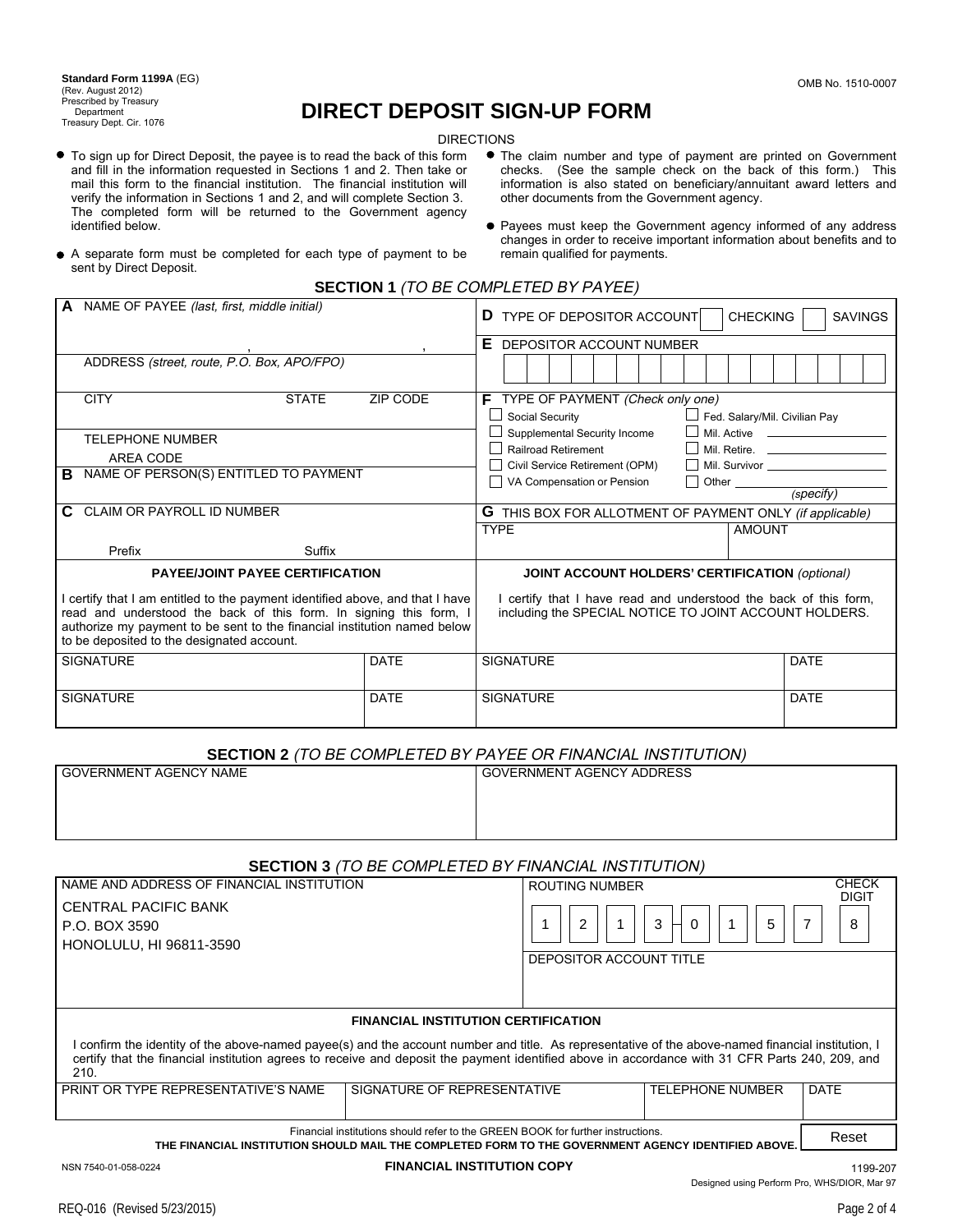**Standard Form 1199A** (EG)
(Rev. August 2012)
Prescribed by Treasury Department
Treasury Dept. Cir. 1076

OMB No. 1510-0007

# DIRECT DEPOSIT SIGN-UP FORM

DIRECTIONS

- To sign up for Direct Deposit, the payee is to read the back of this form and fill in the information requested in Sections 1 and 2. Then take or mail this form to the financial institution. The financial institution will verify the information in Sections 1 and 2, and will complete Section 3. The completed form will be returned to the Government agency identified below.
- A separate form must be completed for each type of payment to be sent by Direct Deposit.
- The claim number and type of payment are printed on Government checks. (See the sample check on the back of this form.) This information is also stated on beneficiary/annuitant award letters and other documents from the Government agency.
- Payees must keep the Government agency informed of any address changes in order to receive important information about benefits and to remain qualified for payments.

## SECTION 1 *(TO BE COMPLETED BY PAYEE)*

**A** NAME OF PAYEE *(last, first, middle initial)*

, ,

ADDRESS *(street, route, P.O. Box, APO/FPO)*

CITY STATE ZIP CODE

TELEPHONE NUMBER
AREA CODE

**B** NAME OF PERSON(S) ENTITLED TO PAYMENT

**C** CLAIM OR PAYROLL ID NUMBER

Prefix Suffix

**D** TYPE OF DEPOSITOR ACCOUNT ☐ CHECKING ☐ SAVINGS

**E** DEPOSITOR ACCOUNT NUMBER

**F** TYPE OF PAYMENT *(Check only one)*

- ☐ Social Security
- ☐ Supplemental Security Income
- ☐ Railroad Retirement
- ☐ Civil Service Retirement (OPM)
- ☐ VA Compensation or Pension
- ☐ Fed. Salary/Mil. Civilian Pay
- ☐ Mil. Active ____________
- ☐ Mil. Retire. ____________
- ☐ Mil. Survivor ____________
- ☐ Other ____________ *(specify)*

**G** THIS BOX FOR ALLOTMENT OF PAYMENT ONLY *(if applicable)*

| TYPE | AMOUNT |
|---|---|
| | |

**PAYEE/JOINT PAYEE CERTIFICATION**

I certify that I am entitled to the payment identified above, and that I have read and understood the back of this form. In signing this form, I authorize my payment to be sent to the financial institution named below to be deposited to the designated account.

| SIGNATURE | DATE |
|---|---|
| SIGNATURE | DATE |

**JOINT ACCOUNT HOLDERS' CERTIFICATION** *(optional)*

I certify that I have read and understood the back of this form, including the SPECIAL NOTICE TO JOINT ACCOUNT HOLDERS.

| SIGNATURE | DATE |
|---|---|
| SIGNATURE | DATE |

## SECTION 2 *(TO BE COMPLETED BY PAYEE OR FINANCIAL INSTITUTION)*

| GOVERNMENT AGENCY NAME | GOVERNMENT AGENCY ADDRESS |
|---|---|
| | |

## SECTION 3 *(TO BE COMPLETED BY FINANCIAL INSTITUTION)*

NAME AND ADDRESS OF FINANCIAL INSTITUTION

CENTRAL PACIFIC BANK
P.O. BOX 3590
HONOLULU, HI 96811-3590

ROUTING NUMBER: 1 2 1 3 – 0 1 5 7 CHECK DIGIT: 8

DEPOSITOR ACCOUNT TITLE

**FINANCIAL INSTITUTION CERTIFICATION**

I confirm the identity of the above-named payee(s) and the account number and title. As representative of the above-named financial institution, I certify that the financial institution agrees to receive and deposit the payment identified above in accordance with 31 CFR Parts 240, 209, and 210.

| PRINT OR TYPE REPRESENTATIVE'S NAME | SIGNATURE OF REPRESENTATIVE | TELEPHONE NUMBER | DATE |
|---|---|---|---|
| | | | |

Financial institutions should refer to the GREEN BOOK for further instructions.
**THE FINANCIAL INSTITUTION SHOULD MAIL THE COMPLETED FORM TO THE GOVERNMENT AGENCY IDENTIFIED ABOVE.**

Reset

NSN 7540-01-058-0224 **FINANCIAL INSTITUTION COPY** 1199-207

Designed using Perform Pro, WHS/DIOR, Mar 97

REQ-016 (Revised 5/23/2015)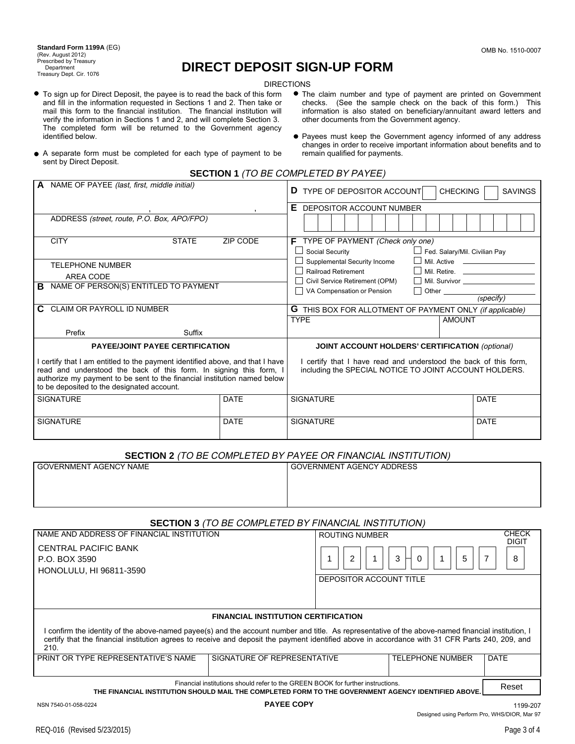**Standard Form 1199A** (EG)
(Rev. August 2012)
Prescribed by Treasury Department
Treasury Dept. Cir. 1076

OMB No. 1510-0007

# DIRECT DEPOSIT SIGN-UP FORM

DIRECTIONS

- To sign up for Direct Deposit, the payee is to read the back of this form and fill in the information requested in Sections 1 and 2. Then take or mail this form to the financial institution. The financial institution will verify the information in Sections 1 and 2, and will complete Section 3. The completed form will be returned to the Government agency identified below.
- A separate form must be completed for each type of payment to be sent by Direct Deposit.
- The claim number and type of payment are printed on Government checks. (See the sample check on the back of this form.) This information is also stated on beneficiary/annuitant award letters and other documents from the Government agency.
- Payees must keep the Government agency informed of any address changes in order to receive important information about benefits and to remain qualified for payments.

## SECTION 1 *(TO BE COMPLETED BY PAYEE)*

| | |
|---|---|
| **A** NAME OF PAYEE *(last, first, middle initial)* , , | **D** TYPE OF DEPOSITOR ACCOUNT ☐ CHECKING ☐ SAVINGS |
| ADDRESS *(street, route, P.O. Box, APO/FPO)* | **E** DEPOSITOR ACCOUNT NUMBER |
| CITY STATE ZIP CODE | **F** TYPE OF PAYMENT *(Check only one)*<br>☐ Social Security ☐ Fed. Salary/Mil. Civilian Pay<br>☐ Supplemental Security Income ☐ Mil. Active ________<br>☐ Railroad Retirement ☐ Mil. Retire. ________<br>☐ Civil Service Retirement (OPM) ☐ Mil. Survivor ________<br>☐ VA Compensation or Pension ☐ Other ________ *(specify)* |
| TELEPHONE NUMBER<br>AREA CODE | |
| **B** NAME OF PERSON(S) ENTITLED TO PAYMENT | |
| **C** CLAIM OR PAYROLL ID NUMBER<br>Prefix Suffix | **G** THIS BOX FOR ALLOTMENT OF PAYMENT ONLY *(if applicable)*<br>TYPE AMOUNT |

| PAYEE/JOINT PAYEE CERTIFICATION | | JOINT ACCOUNT HOLDERS' CERTIFICATION *(optional)* | |
|---|---|---|---|
| I certify that I am entitled to the payment identified above, and that I have read and understood the back of this form. In signing this form, I authorize my payment to be sent to the financial institution named below to be deposited to the designated account. | | I certify that I have read and understood the back of this form, including the SPECIAL NOTICE TO JOINT ACCOUNT HOLDERS. | |
| SIGNATURE | DATE | SIGNATURE | DATE |
| SIGNATURE | DATE | SIGNATURE | DATE |

## SECTION 2 *(TO BE COMPLETED BY PAYEE OR FINANCIAL INSTITUTION)*

| GOVERNMENT AGENCY NAME | GOVERNMENT AGENCY ADDRESS |
|---|---|
| | |

## SECTION 3 *(TO BE COMPLETED BY FINANCIAL INSTITUTION)*

| NAME AND ADDRESS OF FINANCIAL INSTITUTION | ROUTING NUMBER / CHECK DIGIT |
|---|---|
| CENTRAL PACIFIC BANK<br>P.O. BOX 3590<br>HONOLULU, HI 96811-3590 | 1 2 1 3 - 0 1 5 7 / 8 |
| | DEPOSITOR ACCOUNT TITLE |

**FINANCIAL INSTITUTION CERTIFICATION**

I confirm the identity of the above-named payee(s) and the account number and title. As representative of the above-named financial institution, I certify that the financial institution agrees to receive and deposit the payment identified above in accordance with 31 CFR Parts 240, 209, and 210.

| PRINT OR TYPE REPRESENTATIVE'S NAME | SIGNATURE OF REPRESENTATIVE | TELEPHONE NUMBER | DATE |
|---|---|---|---|
| | | | |

Financial institutions should refer to the GREEN BOOK for further instructions.
**THE FINANCIAL INSTITUTION SHOULD MAIL THE COMPLETED FORM TO THE GOVERNMENT AGENCY IDENTIFIED ABOVE.**

Reset

NSN 7540-01-058-0224 **PAYEE COPY** 1199-207
Designed using Perform Pro, WHS/DIOR, Mar 97

REQ-016 (Revised 5/23/2015)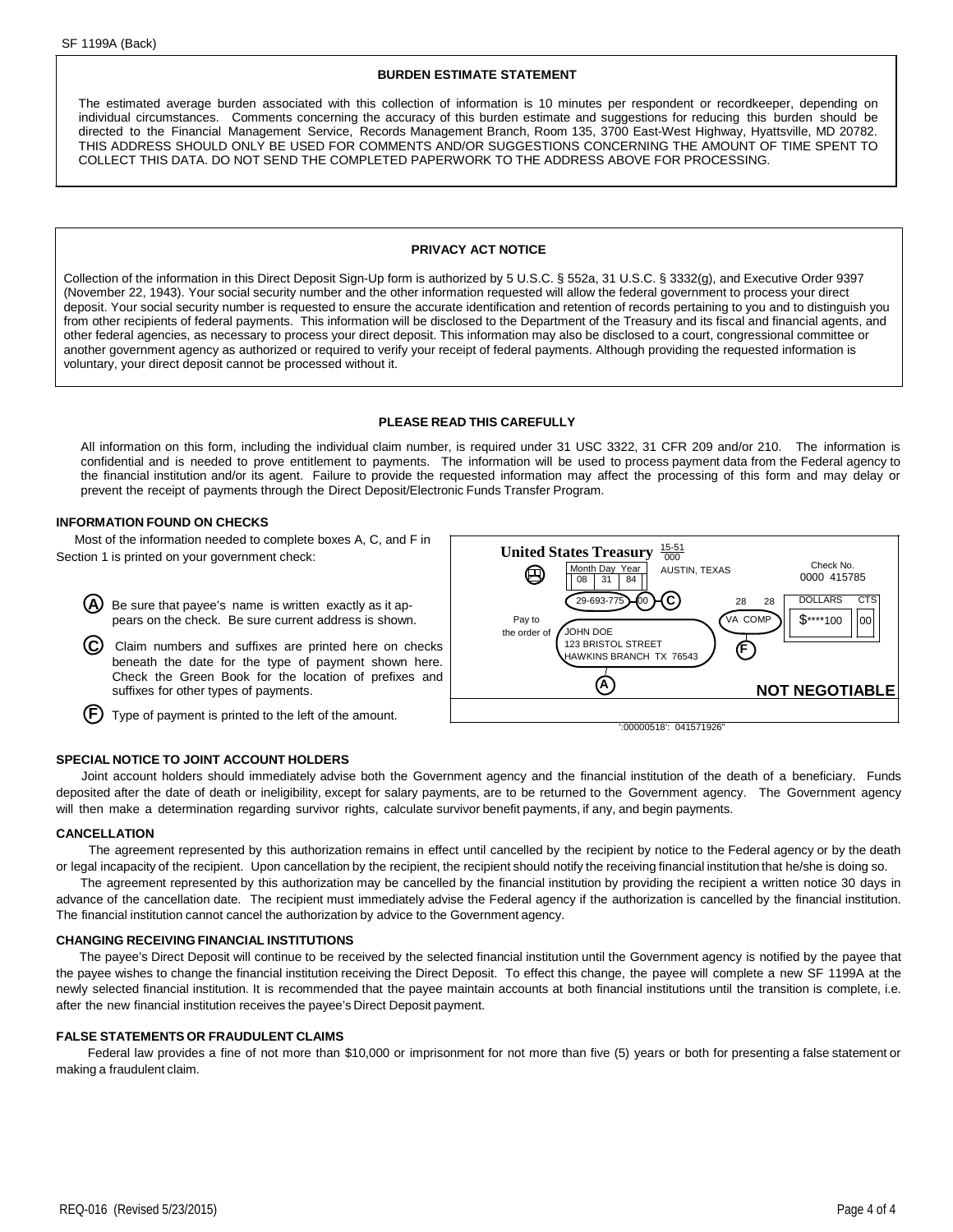SF 1199A (Back)

**BURDEN ESTIMATE STATEMENT**

The estimated average burden associated with this collection of information is 10 minutes per respondent or recordkeeper, depending on individual circumstances. Comments concerning the accuracy of this burden estimate and suggestions for reducing this burden should be directed to the Financial Management Service, Records Management Branch, Room 135, 3700 East-West Highway, Hyattsville, MD 20782. THIS ADDRESS SHOULD ONLY BE USED FOR COMMENTS AND/OR SUGGESTIONS CONCERNING THE AMOUNT OF TIME SPENT TO COLLECT THIS DATA. DO NOT SEND THE COMPLETED PAPERWORK TO THE ADDRESS ABOVE FOR PROCESSING.

**PRIVACY ACT NOTICE**

Collection of the information in this Direct Deposit Sign-Up form is authorized by 5 U.S.C. § 552a, 31 U.S.C. § 3332(g), and Executive Order 9397 (November 22, 1943). Your social security number and the other information requested will allow the federal government to process your direct deposit. Your social security number is requested to ensure the accurate identification and retention of records pertaining to you and to distinguish you from other recipients of federal payments. This information will be disclosed to the Department of the Treasury and its fiscal and financial agents, and other federal agencies, as necessary to process your direct deposit. This information may also be disclosed to a court, congressional committee or another government agency as authorized or required to verify your receipt of federal payments. Although providing the requested information is voluntary, your direct deposit cannot be processed without it.

**PLEASE READ THIS CAREFULLY**

All information on this form, including the individual claim number, is required under 31 USC 3322, 31 CFR 209 and/or 210. The information is confidential and is needed to prove entitlement to payments. The information will be used to process payment data from the Federal agency to the financial institution and/or its agent. Failure to provide the requested information may affect the processing of this form and may delay or prevent the receipt of payments through the Direct Deposit/Electronic Funds Transfer Program.

**INFORMATION FOUND ON CHECKS**

Most of the information needed to complete boxes A, C, and F in Section 1 is printed on your government check:

- **(A)** Be sure that payee's name is written exactly as it appears on the check. Be sure current address is shown.
- **(C)** Claim numbers and suffixes are printed here on checks beneath the date for the type of payment shown here. Check the Green Book for the location of prefixes and suffixes for other types of payments.
- **(F)** Type of payment is printed to the left of the amount.

United States Treasury 15-51/000
Month Day Year: 08 31 84
AUSTIN, TEXAS
Check No. 0000 415785
29-693-775 00 (C)
28 28
DOLLARS CTS
VA COMP (F)
$****100 00
Pay to the order of
JOHN DOE
123 BRISTOL STREET
HAWKINS BRANCH TX 76543
(A)
NOT NEGOTIABLE
':00000518': 041571926"

**SPECIAL NOTICE TO JOINT ACCOUNT HOLDERS**

Joint account holders should immediately advise both the Government agency and the financial institution of the death of a beneficiary. Funds deposited after the date of death or ineligibility, except for salary payments, are to be returned to the Government agency. The Government agency will then make a determination regarding survivor rights, calculate survivor benefit payments, if any, and begin payments.

**CANCELLATION**

The agreement represented by this authorization remains in effect until cancelled by the recipient by notice to the Federal agency or by the death or legal incapacity of the recipient. Upon cancellation by the recipient, the recipient should notify the receiving financial institution that he/she is doing so.

The agreement represented by this authorization may be cancelled by the financial institution by providing the recipient a written notice 30 days in advance of the cancellation date. The recipient must immediately advise the Federal agency if the authorization is cancelled by the financial institution. The financial institution cannot cancel the authorization by advice to the Government agency.

**CHANGING RECEIVING FINANCIAL INSTITUTIONS**

The payee's Direct Deposit will continue to be received by the selected financial institution until the Government agency is notified by the payee that the payee wishes to change the financial institution receiving the Direct Deposit. To effect this change, the payee will complete a new SF 1199A at the newly selected financial institution. It is recommended that the payee maintain accounts at both financial institutions until the transition is complete, i.e. after the new financial institution receives the payee's Direct Deposit payment.

**FALSE STATEMENTS OR FRAUDULENT CLAIMS**

Federal law provides a fine of not more than $10,000 or imprisonment for not more than five (5) years or both for presenting a false statement or making a fraudulent claim.

REQ-016 (Revised 5/23/2015)